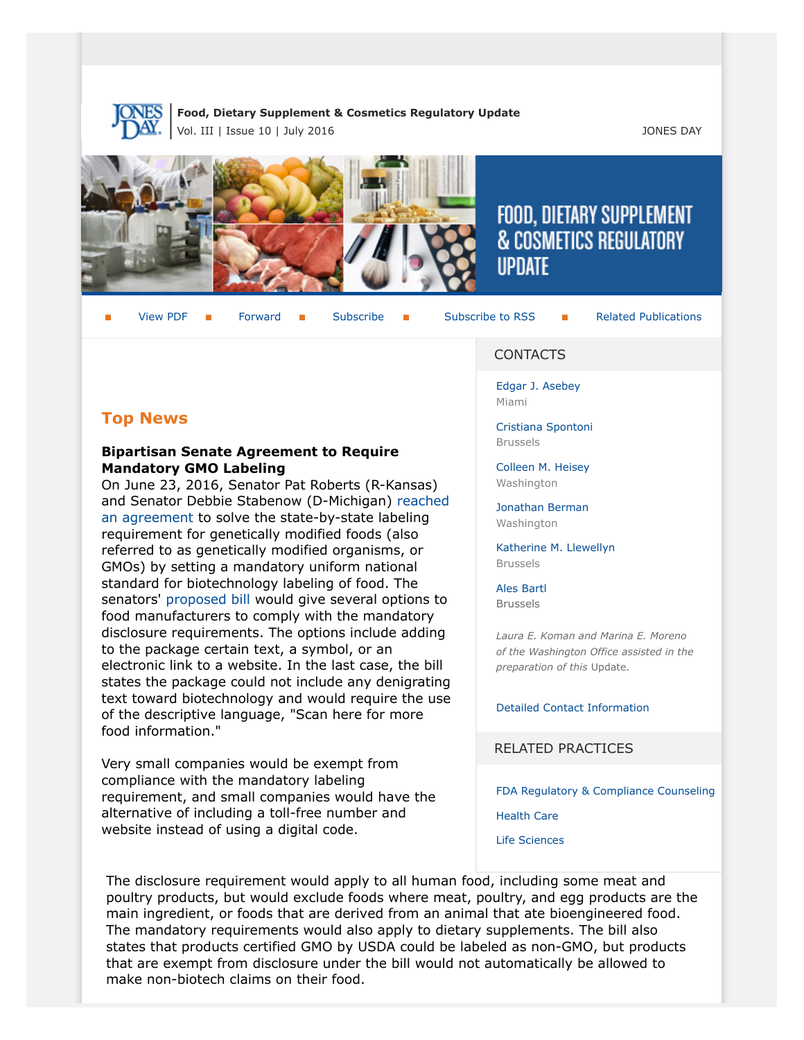**Food, Dietary Supplement & Cosmetics Regulatory Update**
Vol. III | Issue 10 | July 2016

JONES DAY

# FOOD, DIETARY SUPPLEMENT & COSMETICS REGULATORY UPDATE

View PDF | Forward | Subscribe | Subscribe to RSS | Related Publications

## Top News

### Bipartisan Senate Agreement to Require Mandatory GMO Labeling

On June 23, 2016, Senator Pat Roberts (R-Kansas) and Senator Debbie Stabenow (D-Michigan) reached an agreement to solve the state-by-state labeling requirement for genetically modified foods (also referred to as genetically modified organisms, or GMOs) by setting a mandatory uniform national standard for biotechnology labeling of food. The senators' proposed bill would give several options to food manufacturers to comply with the mandatory disclosure requirements. The options include adding to the package certain text, a symbol, or an electronic link to a website. In the last case, the bill states the package could not include any denigrating text toward biotechnology and would require the use of the descriptive language, "Scan here for more food information."

Very small companies would be exempt from compliance with the mandatory labeling requirement, and small companies would have the alternative of including a toll-free number and website instead of using a digital code.

The disclosure requirement would apply to all human food, including some meat and poultry products, but would exclude foods where meat, poultry, and egg products are the main ingredient, or foods that are derived from an animal that ate bioengineered food. The mandatory requirements would also apply to dietary supplements. The bill also states that products certified GMO by USDA could be labeled as non-GMO, but products that are exempt from disclosure under the bill would not automatically be allowed to make non-biotech claims on their food.

## CONTACTS

Edgar J. Asebey
Miami

Cristiana Spontoni
Brussels

Colleen M. Heisey
Washington

Jonathan Berman
Washington

Katherine M. Llewellyn
Brussels

Ales Bartl
Brussels

*Laura E. Koman and Marina E. Moreno of the Washington Office assisted in the preparation of this* Update.

Detailed Contact Information

## RELATED PRACTICES

FDA Regulatory & Compliance Counseling

Health Care

Life Sciences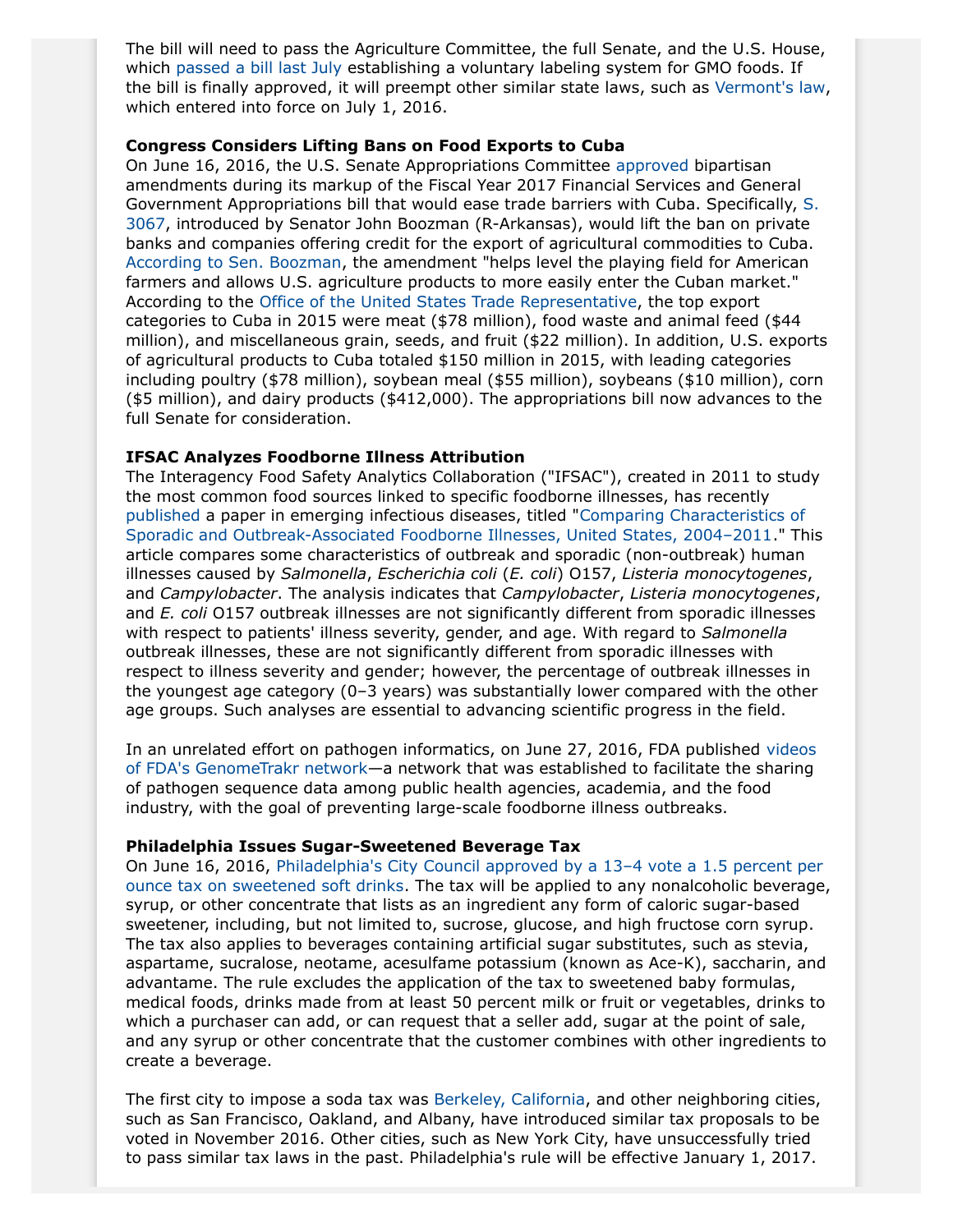The bill will need to pass the Agriculture Committee, the full Senate, and the U.S. House, which passed a bill last July establishing a voluntary labeling system for GMO foods. If the bill is finally approved, it will preempt other similar state laws, such as Vermont's law, which entered into force on July 1, 2016.

**Congress Considers Lifting Bans on Food Exports to Cuba**

On June 16, 2016, the U.S. Senate Appropriations Committee approved bipartisan amendments during its markup of the Fiscal Year 2017 Financial Services and General Government Appropriations bill that would ease trade barriers with Cuba. Specifically, S. 3067, introduced by Senator John Boozman (R-Arkansas), would lift the ban on private banks and companies offering credit for the export of agricultural commodities to Cuba. According to Sen. Boozman, the amendment "helps level the playing field for American farmers and allows U.S. agriculture products to more easily enter the Cuban market." According to the Office of the United States Trade Representative, the top export categories to Cuba in 2015 were meat ($78 million), food waste and animal feed ($44 million), and miscellaneous grain, seeds, and fruit ($22 million). In addition, U.S. exports of agricultural products to Cuba totaled $150 million in 2015, with leading categories including poultry ($78 million), soybean meal ($55 million), soybeans ($10 million), corn ($5 million), and dairy products ($412,000). The appropriations bill now advances to the full Senate for consideration.

**IFSAC Analyzes Foodborne Illness Attribution**

The Interagency Food Safety Analytics Collaboration ("IFSAC"), created in 2011 to study the most common food sources linked to specific foodborne illnesses, has recently published a paper in emerging infectious diseases, titled "Comparing Characteristics of Sporadic and Outbreak-Associated Foodborne Illnesses, United States, 2004–2011." This article compares some characteristics of outbreak and sporadic (non-outbreak) human illnesses caused by *Salmonella*, *Escherichia coli* (*E. coli*) O157, *Listeria monocytogenes*, and *Campylobacter*. The analysis indicates that *Campylobacter*, *Listeria monocytogenes*, and *E. coli* O157 outbreak illnesses are not significantly different from sporadic illnesses with respect to patients' illness severity, gender, and age. With regard to *Salmonella* outbreak illnesses, these are not significantly different from sporadic illnesses with respect to illness severity and gender; however, the percentage of outbreak illnesses in the youngest age category (0–3 years) was substantially lower compared with the other age groups. Such analyses are essential to advancing scientific progress in the field.

In an unrelated effort on pathogen informatics, on June 27, 2016, FDA published videos of FDA's GenomeTrakr network—a network that was established to facilitate the sharing of pathogen sequence data among public health agencies, academia, and the food industry, with the goal of preventing large-scale foodborne illness outbreaks.

**Philadelphia Issues Sugar-Sweetened Beverage Tax**

On June 16, 2016, Philadelphia's City Council approved by a 13–4 vote a 1.5 percent per ounce tax on sweetened soft drinks. The tax will be applied to any nonalcoholic beverage, syrup, or other concentrate that lists as an ingredient any form of caloric sugar-based sweetener, including, but not limited to, sucrose, glucose, and high fructose corn syrup. The tax also applies to beverages containing artificial sugar substitutes, such as stevia, aspartame, sucralose, neotame, acesulfame potassium (known as Ace-K), saccharin, and advantame. The rule excludes the application of the tax to sweetened baby formulas, medical foods, drinks made from at least 50 percent milk or fruit or vegetables, drinks to which a purchaser can add, or can request that a seller add, sugar at the point of sale, and any syrup or other concentrate that the customer combines with other ingredients to create a beverage.

The first city to impose a soda tax was Berkeley, California, and other neighboring cities, such as San Francisco, Oakland, and Albany, have introduced similar tax proposals to be voted in November 2016. Other cities, such as New York City, have unsuccessfully tried to pass similar tax laws in the past. Philadelphia's rule will be effective January 1, 2017.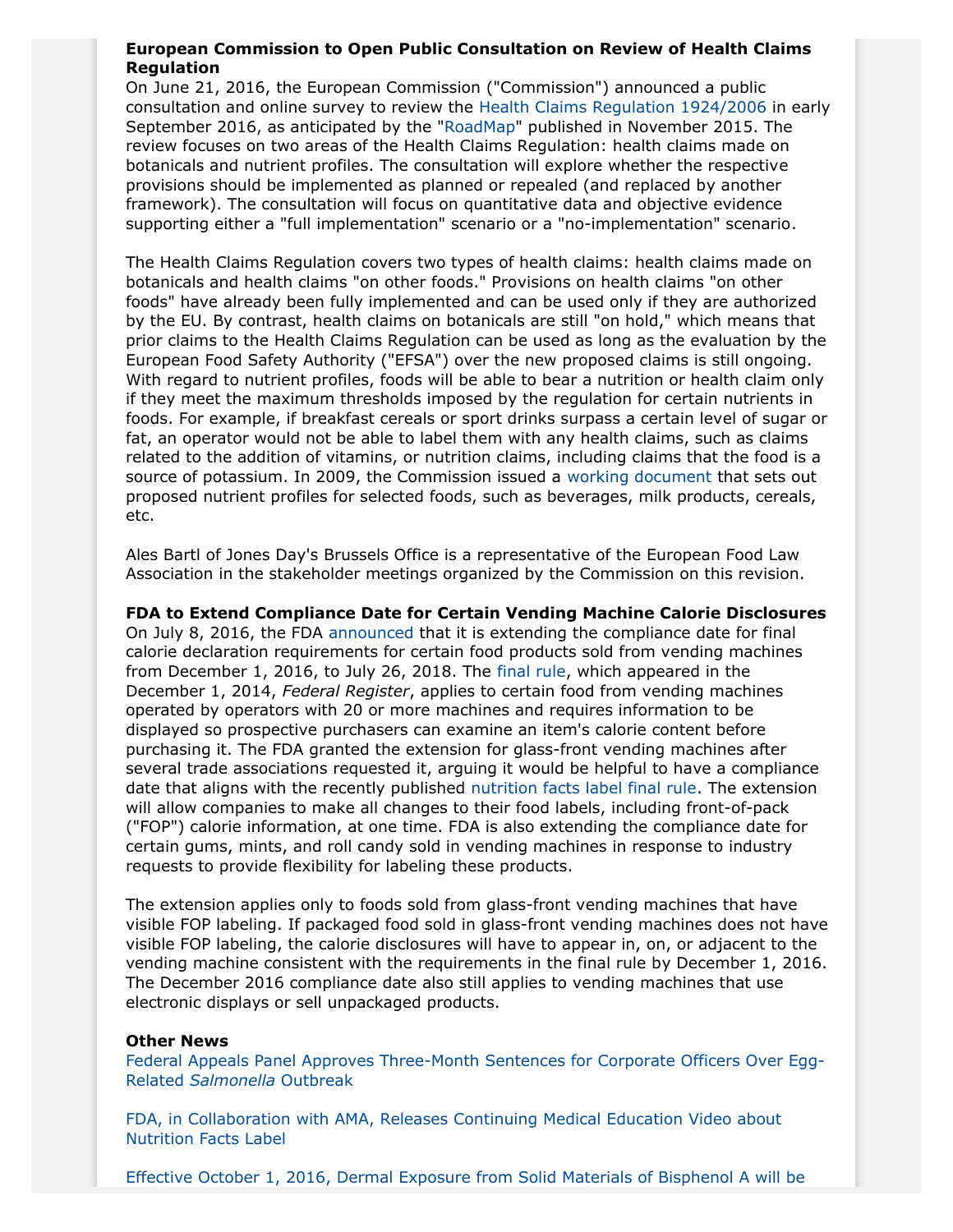**European Commission to Open Public Consultation on Review of Health Claims Regulation**

On June 21, 2016, the European Commission ("Commission") announced a public consultation and online survey to review the Health Claims Regulation 1924/2006 in early September 2016, as anticipated by the "RoadMap" published in November 2015. The review focuses on two areas of the Health Claims Regulation: health claims made on botanicals and nutrient profiles. The consultation will explore whether the respective provisions should be implemented as planned or repealed (and replaced by another framework). The consultation will focus on quantitative data and objective evidence supporting either a "full implementation" scenario or a "no-implementation" scenario.

The Health Claims Regulation covers two types of health claims: health claims made on botanicals and health claims "on other foods." Provisions on health claims "on other foods" have already been fully implemented and can be used only if they are authorized by the EU. By contrast, health claims on botanicals are still "on hold," which means that prior claims to the Health Claims Regulation can be used as long as the evaluation by the European Food Safety Authority ("EFSA") over the new proposed claims is still ongoing. With regard to nutrient profiles, foods will be able to bear a nutrition or health claim only if they meet the maximum thresholds imposed by the regulation for certain nutrients in foods. For example, if breakfast cereals or sport drinks surpass a certain level of sugar or fat, an operator would not be able to label them with any health claims, such as claims related to the addition of vitamins, or nutrition claims, including claims that the food is a source of potassium. In 2009, the Commission issued a working document that sets out proposed nutrient profiles for selected foods, such as beverages, milk products, cereals, etc.

Ales Bartl of Jones Day's Brussels Office is a representative of the European Food Law Association in the stakeholder meetings organized by the Commission on this revision.

**FDA to Extend Compliance Date for Certain Vending Machine Calorie Disclosures**

On July 8, 2016, the FDA announced that it is extending the compliance date for final calorie declaration requirements for certain food products sold from vending machines from December 1, 2016, to July 26, 2018. The final rule, which appeared in the December 1, 2014, *Federal Register*, applies to certain food from vending machines operated by operators with 20 or more machines and requires information to be displayed so prospective purchasers can examine an item's calorie content before purchasing it. The FDA granted the extension for glass-front vending machines after several trade associations requested it, arguing it would be helpful to have a compliance date that aligns with the recently published nutrition facts label final rule. The extension will allow companies to make all changes to their food labels, including front-of-pack ("FOP") calorie information, at one time. FDA is also extending the compliance date for certain gums, mints, and roll candy sold in vending machines in response to industry requests to provide flexibility for labeling these products.

The extension applies only to foods sold from glass-front vending machines that have visible FOP labeling. If packaged food sold in glass-front vending machines does not have visible FOP labeling, the calorie disclosures will have to appear in, on, or adjacent to the vending machine consistent with the requirements in the final rule by December 1, 2016. The December 2016 compliance date also still applies to vending machines that use electronic displays or sell unpackaged products.

**Other News**

Federal Appeals Panel Approves Three-Month Sentences for Corporate Officers Over Egg-Related *Salmonella* Outbreak

FDA, in Collaboration with AMA, Releases Continuing Medical Education Video about Nutrition Facts Label

Effective October 1, 2016, Dermal Exposure from Solid Materials of Bisphenol A will be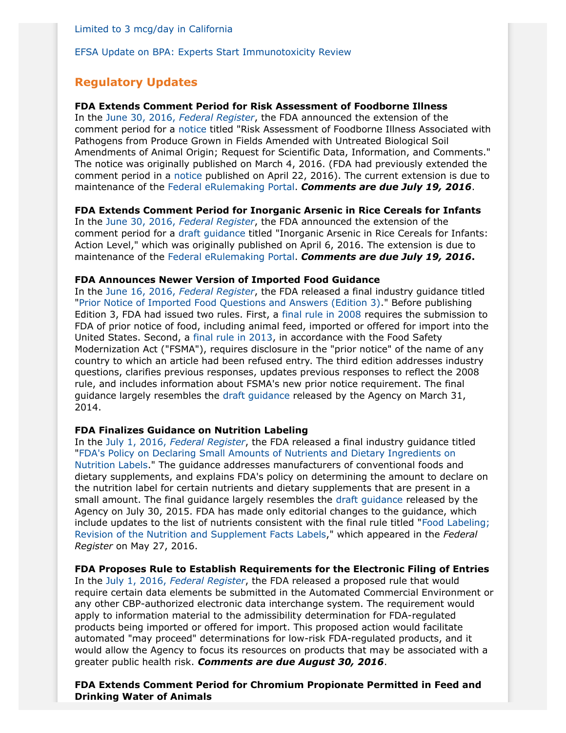Limited to 3 mcg/day in California

EFSA Update on BPA: Experts Start Immunotoxicity Review

## Regulatory Updates

**FDA Extends Comment Period for Risk Assessment of Foodborne Illness**
In the June 30, 2016, *Federal Register*, the FDA announced the extension of the comment period for a notice titled "Risk Assessment of Foodborne Illness Associated with Pathogens from Produce Grown in Fields Amended with Untreated Biological Soil Amendments of Animal Origin; Request for Scientific Data, Information, and Comments." The notice was originally published on March 4, 2016. (FDA had previously extended the comment period in a notice published on April 22, 2016). The current extension is due to maintenance of the Federal eRulemaking Portal. ***Comments are due July 19, 2016***.

**FDA Extends Comment Period for Inorganic Arsenic in Rice Cereals for Infants**
In the June 30, 2016, *Federal Register*, the FDA announced the extension of the comment period for a draft guidance titled "Inorganic Arsenic in Rice Cereals for Infants: Action Level," which was originally published on April 6, 2016. The extension is due to maintenance of the Federal eRulemaking Portal. ***Comments are due July 19, 2016*.**

**FDA Announces Newer Version of Imported Food Guidance**
In the June 16, 2016, *Federal Register*, the FDA released a final industry guidance titled "Prior Notice of Imported Food Questions and Answers (Edition 3)." Before publishing Edition 3, FDA had issued two rules. First, a final rule in 2008 requires the submission to FDA of prior notice of food, including animal feed, imported or offered for import into the United States. Second, a final rule in 2013, in accordance with the Food Safety Modernization Act ("FSMA"), requires disclosure in the "prior notice" of the name of any country to which an article had been refused entry. The third edition addresses industry questions, clarifies previous responses, updates previous responses to reflect the 2008 rule, and includes information about FSMA's new prior notice requirement. The final guidance largely resembles the draft guidance released by the Agency on March 31, 2014.

**FDA Finalizes Guidance on Nutrition Labeling**
In the July 1, 2016, *Federal Register*, the FDA released a final industry guidance titled "FDA's Policy on Declaring Small Amounts of Nutrients and Dietary Ingredients on Nutrition Labels." The guidance addresses manufacturers of conventional foods and dietary supplements, and explains FDA's policy on determining the amount to declare on the nutrition label for certain nutrients and dietary supplements that are present in a small amount. The final guidance largely resembles the draft guidance released by the Agency on July 30, 2015. FDA has made only editorial changes to the guidance, which include updates to the list of nutrients consistent with the final rule titled "Food Labeling; Revision of the Nutrition and Supplement Facts Labels," which appeared in the *Federal Register* on May 27, 2016.

**FDA Proposes Rule to Establish Requirements for the Electronic Filing of Entries**
In the July 1, 2016, *Federal Register*, the FDA released a proposed rule that would require certain data elements be submitted in the Automated Commercial Environment or any other CBP-authorized electronic data interchange system. The requirement would apply to information material to the admissibility determination for FDA-regulated products being imported or offered for import. This proposed action would facilitate automated "may proceed" determinations for low-risk FDA-regulated products, and it would allow the Agency to focus its resources on products that may be associated with a greater public health risk. ***Comments are due August 30, 2016***.

**FDA Extends Comment Period for Chromium Propionate Permitted in Feed and Drinking Water of Animals**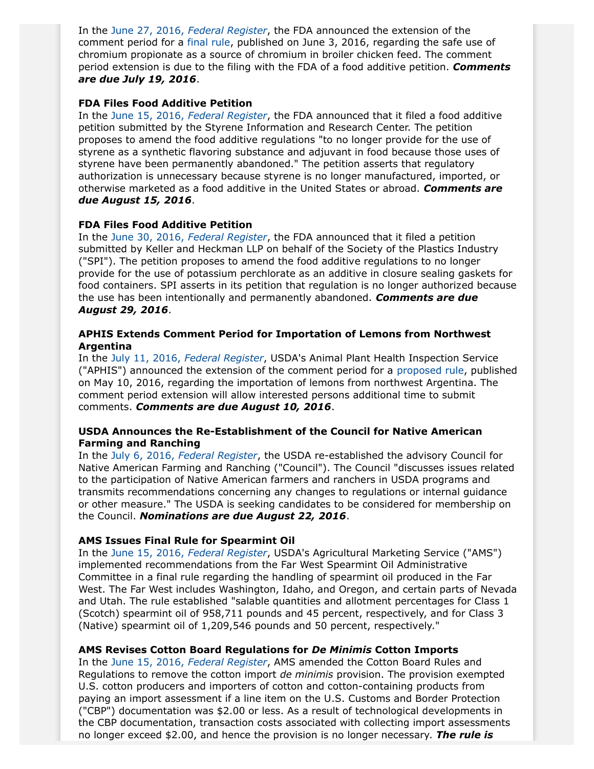In the June 27, 2016, *Federal Register*, the FDA announced the extension of the comment period for a final rule, published on June 3, 2016, regarding the safe use of chromium propionate as a source of chromium in broiler chicken feed. The comment period extension is due to the filing with the FDA of a food additive petition. ***Comments are due July 19, 2016***.

**FDA Files Food Additive Petition**
In the June 15, 2016, *Federal Register*, the FDA announced that it filed a food additive petition submitted by the Styrene Information and Research Center. The petition proposes to amend the food additive regulations "to no longer provide for the use of styrene as a synthetic flavoring substance and adjuvant in food because those uses of styrene have been permanently abandoned." The petition asserts that regulatory authorization is unnecessary because styrene is no longer manufactured, imported, or otherwise marketed as a food additive in the United States or abroad. ***Comments are due August 15, 2016***.

**FDA Files Food Additive Petition**
In the June 30, 2016, *Federal Register*, the FDA announced that it filed a petition submitted by Keller and Heckman LLP on behalf of the Society of the Plastics Industry ("SPI"). The petition proposes to amend the food additive regulations to no longer provide for the use of potassium perchlorate as an additive in closure sealing gaskets for food containers. SPI asserts in its petition that regulation is no longer authorized because the use has been intentionally and permanently abandoned. ***Comments are due August 29, 2016***.

**APHIS Extends Comment Period for Importation of Lemons from Northwest Argentina**
In the July 11, 2016, *Federal Register*, USDA's Animal Plant Health Inspection Service ("APHIS") announced the extension of the comment period for a proposed rule, published on May 10, 2016, regarding the importation of lemons from northwest Argentina. The comment period extension will allow interested persons additional time to submit comments. ***Comments are due August 10, 2016***.

**USDA Announces the Re-Establishment of the Council for Native American Farming and Ranching**
In the July 6, 2016, *Federal Register*, the USDA re-established the advisory Council for Native American Farming and Ranching ("Council"). The Council "discusses issues related to the participation of Native American farmers and ranchers in USDA programs and transmits recommendations concerning any changes to regulations or internal guidance or other measure." The USDA is seeking candidates to be considered for membership on the Council. ***Nominations are due August 22, 2016***.

**AMS Issues Final Rule for Spearmint Oil**
In the June 15, 2016, *Federal Register*, USDA's Agricultural Marketing Service ("AMS") implemented recommendations from the Far West Spearmint Oil Administrative Committee in a final rule regarding the handling of spearmint oil produced in the Far West. The Far West includes Washington, Idaho, and Oregon, and certain parts of Nevada and Utah. The rule established "salable quantities and allotment percentages for Class 1 (Scotch) spearmint oil of 958,711 pounds and 45 percent, respectively, and for Class 3 (Native) spearmint oil of 1,209,546 pounds and 50 percent, respectively."

**AMS Revises Cotton Board Regulations for *De Minimis* Cotton Imports**
In the June 15, 2016, *Federal Register*, AMS amended the Cotton Board Rules and Regulations to remove the cotton import *de minimis* provision. The provision exempted U.S. cotton producers and importers of cotton and cotton-containing products from paying an import assessment if a line item on the U.S. Customs and Border Protection ("CBP") documentation was $2.00 or less. As a result of technological developments in the CBP documentation, transaction costs associated with collecting import assessments no longer exceed $2.00, and hence the provision is no longer necessary. ***The rule is***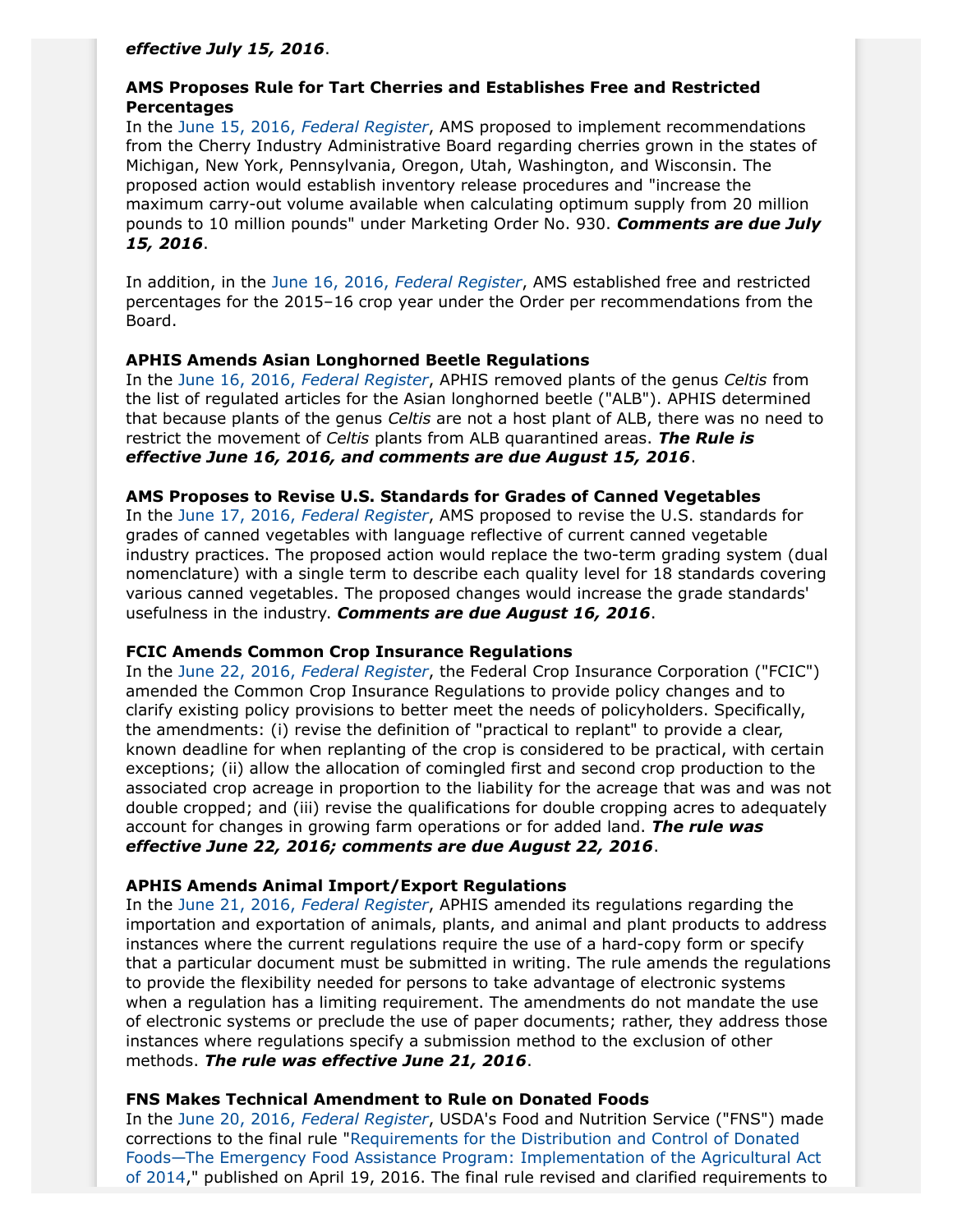***effective July 15, 2016***.

**AMS Proposes Rule for Tart Cherries and Establishes Free and Restricted Percentages**
In the June 15, 2016, *Federal Register*, AMS proposed to implement recommendations from the Cherry Industry Administrative Board regarding cherries grown in the states of Michigan, New York, Pennsylvania, Oregon, Utah, Washington, and Wisconsin. The proposed action would establish inventory release procedures and "increase the maximum carry-out volume available when calculating optimum supply from 20 million pounds to 10 million pounds" under Marketing Order No. 930. ***Comments are due July 15, 2016***.

In addition, in the June 16, 2016, *Federal Register*, AMS established free and restricted percentages for the 2015–16 crop year under the Order per recommendations from the Board.

**APHIS Amends Asian Longhorned Beetle Regulations**
In the June 16, 2016, *Federal Register*, APHIS removed plants of the genus *Celtis* from the list of regulated articles for the Asian longhorned beetle ("ALB"). APHIS determined that because plants of the genus *Celtis* are not a host plant of ALB, there was no need to restrict the movement of *Celtis* plants from ALB quarantined areas. ***The Rule is effective June 16, 2016, and comments are due August 15, 2016***.

**AMS Proposes to Revise U.S. Standards for Grades of Canned Vegetables**
In the June 17, 2016, *Federal Register*, AMS proposed to revise the U.S. standards for grades of canned vegetables with language reflective of current canned vegetable industry practices. The proposed action would replace the two-term grading system (dual nomenclature) with a single term to describe each quality level for 18 standards covering various canned vegetables. The proposed changes would increase the grade standards' usefulness in the industry. ***Comments are due August 16, 2016***.

**FCIC Amends Common Crop Insurance Regulations**
In the June 22, 2016, *Federal Register*, the Federal Crop Insurance Corporation ("FCIC") amended the Common Crop Insurance Regulations to provide policy changes and to clarify existing policy provisions to better meet the needs of policyholders. Specifically, the amendments: (i) revise the definition of "practical to replant" to provide a clear, known deadline for when replanting of the crop is considered to be practical, with certain exceptions; (ii) allow the allocation of comingled first and second crop production to the associated crop acreage in proportion to the liability for the acreage that was and was not double cropped; and (iii) revise the qualifications for double cropping acres to adequately account for changes in growing farm operations or for added land. ***The rule was effective June 22, 2016; comments are due August 22, 2016***.

**APHIS Amends Animal Import/Export Regulations**
In the June 21, 2016, *Federal Register*, APHIS amended its regulations regarding the importation and exportation of animals, plants, and animal and plant products to address instances where the current regulations require the use of a hard-copy form or specify that a particular document must be submitted in writing. The rule amends the regulations to provide the flexibility needed for persons to take advantage of electronic systems when a regulation has a limiting requirement. The amendments do not mandate the use of electronic systems or preclude the use of paper documents; rather, they address those instances where regulations specify a submission method to the exclusion of other methods. ***The rule was effective June 21, 2016***.

**FNS Makes Technical Amendment to Rule on Donated Foods**
In the June 20, 2016, *Federal Register*, USDA's Food and Nutrition Service ("FNS") made corrections to the final rule "Requirements for the Distribution and Control of Donated Foods—The Emergency Food Assistance Program: Implementation of the Agricultural Act of 2014," published on April 19, 2016. The final rule revised and clarified requirements to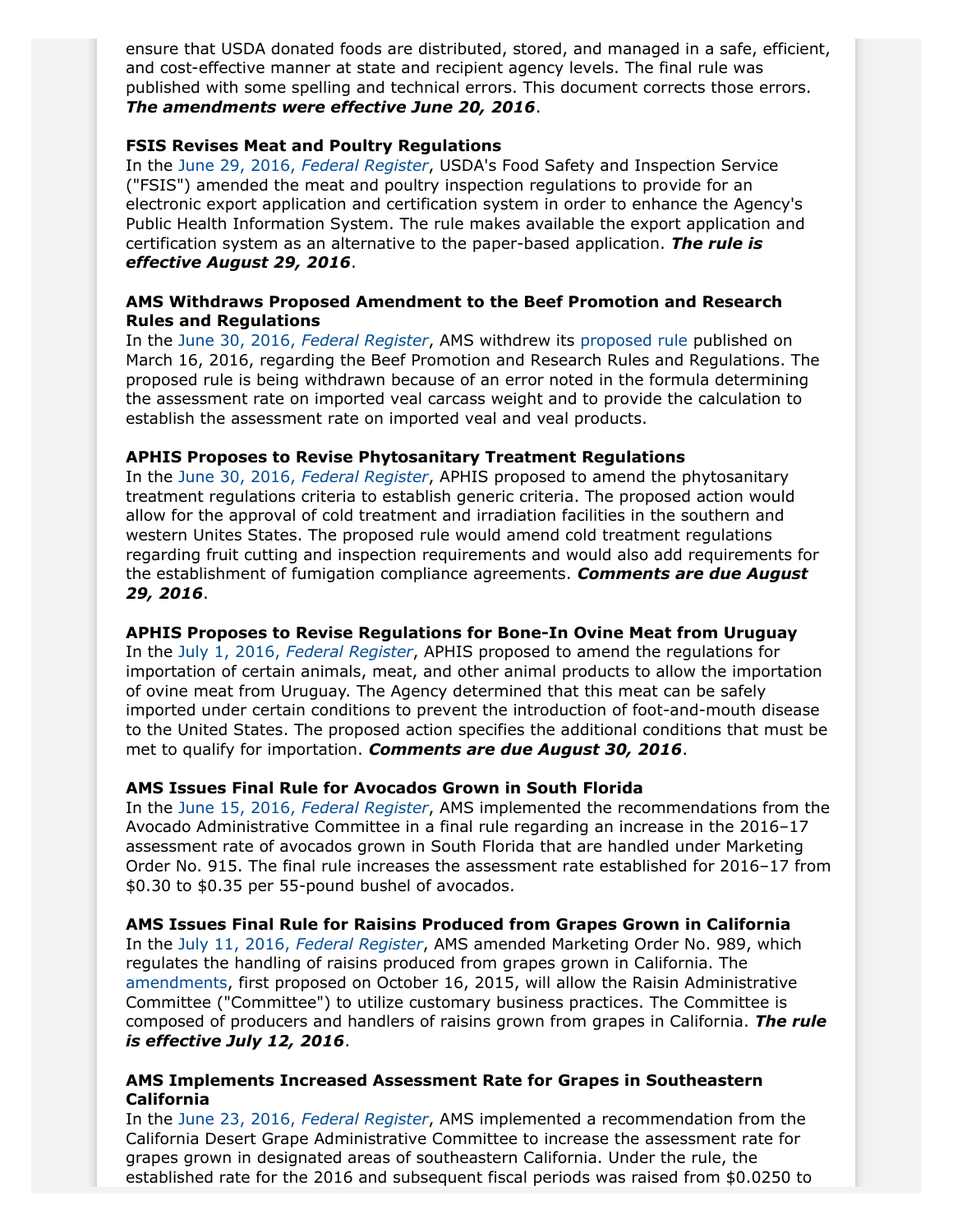ensure that USDA donated foods are distributed, stored, and managed in a safe, efficient, and cost-effective manner at state and recipient agency levels. The final rule was published with some spelling and technical errors. This document corrects those errors. ***The amendments were effective June 20, 2016***.

**FSIS Revises Meat and Poultry Regulations**
In the June 29, 2016, *Federal Register*, USDA's Food Safety and Inspection Service ("FSIS") amended the meat and poultry inspection regulations to provide for an electronic export application and certification system in order to enhance the Agency's Public Health Information System. The rule makes available the export application and certification system as an alternative to the paper-based application. ***The rule is effective August 29, 2016***.

**AMS Withdraws Proposed Amendment to the Beef Promotion and Research Rules and Regulations**
In the June 30, 2016, *Federal Register*, AMS withdrew its proposed rule published on March 16, 2016, regarding the Beef Promotion and Research Rules and Regulations. The proposed rule is being withdrawn because of an error noted in the formula determining the assessment rate on imported veal carcass weight and to provide the calculation to establish the assessment rate on imported veal and veal products.

**APHIS Proposes to Revise Phytosanitary Treatment Regulations**
In the June 30, 2016, *Federal Register*, APHIS proposed to amend the phytosanitary treatment regulations criteria to establish generic criteria. The proposed action would allow for the approval of cold treatment and irradiation facilities in the southern and western Unites States. The proposed rule would amend cold treatment regulations regarding fruit cutting and inspection requirements and would also add requirements for the establishment of fumigation compliance agreements. ***Comments are due August 29, 2016***.

**APHIS Proposes to Revise Regulations for Bone-In Ovine Meat from Uruguay**
In the July 1, 2016, *Federal Register*, APHIS proposed to amend the regulations for importation of certain animals, meat, and other animal products to allow the importation of ovine meat from Uruguay. The Agency determined that this meat can be safely imported under certain conditions to prevent the introduction of foot-and-mouth disease to the United States. The proposed action specifies the additional conditions that must be met to qualify for importation. ***Comments are due August 30, 2016***.

**AMS Issues Final Rule for Avocados Grown in South Florida**
In the June 15, 2016, *Federal Register*, AMS implemented the recommendations from the Avocado Administrative Committee in a final rule regarding an increase in the 2016–17 assessment rate of avocados grown in South Florida that are handled under Marketing Order No. 915. The final rule increases the assessment rate established for 2016–17 from $0.30 to $0.35 per 55-pound bushel of avocados.

**AMS Issues Final Rule for Raisins Produced from Grapes Grown in California**
In the July 11, 2016, *Federal Register*, AMS amended Marketing Order No. 989, which regulates the handling of raisins produced from grapes grown in California. The amendments, first proposed on October 16, 2015, will allow the Raisin Administrative Committee ("Committee") to utilize customary business practices. The Committee is composed of producers and handlers of raisins grown from grapes in California. ***The rule is effective July 12, 2016***.

**AMS Implements Increased Assessment Rate for Grapes in Southeastern California**
In the June 23, 2016, *Federal Register*, AMS implemented a recommendation from the California Desert Grape Administrative Committee to increase the assessment rate for grapes grown in designated areas of southeastern California. Under the rule, the established rate for the 2016 and subsequent fiscal periods was raised from $0.0250 to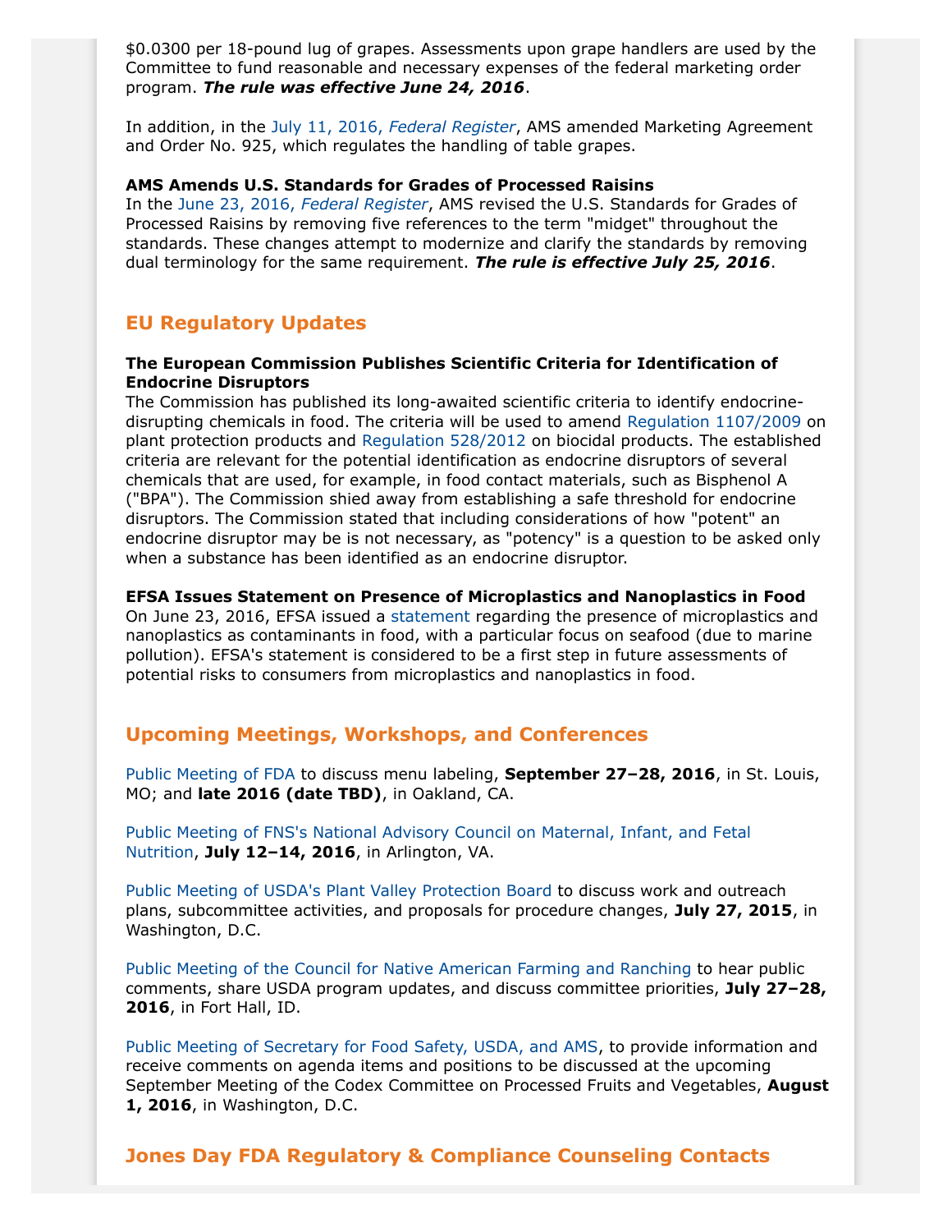$0.0300 per 18-pound lug of grapes. Assessments upon grape handlers are used by the Committee to fund reasonable and necessary expenses of the federal marketing order program. ***The rule was effective June 24, 2016***.

In addition, in the July 11, 2016, *Federal Register*, AMS amended Marketing Agreement and Order No. 925, which regulates the handling of table grapes.

**AMS Amends U.S. Standards for Grades of Processed Raisins**
In the June 23, 2016, *Federal Register*, AMS revised the U.S. Standards for Grades of Processed Raisins by removing five references to the term "midget" throughout the standards. These changes attempt to modernize and clarify the standards by removing dual terminology for the same requirement. ***The rule is effective July 25, 2016***.

## EU Regulatory Updates

**The European Commission Publishes Scientific Criteria for Identification of Endocrine Disruptors**
The Commission has published its long-awaited scientific criteria to identify endocrine-disrupting chemicals in food. The criteria will be used to amend Regulation 1107/2009 on plant protection products and Regulation 528/2012 on biocidal products. The established criteria are relevant for the potential identification as endocrine disruptors of several chemicals that are used, for example, in food contact materials, such as Bisphenol A ("BPA"). The Commission shied away from establishing a safe threshold for endocrine disruptors. The Commission stated that including considerations of how "potent" an endocrine disruptor may be is not necessary, as "potency" is a question to be asked only when a substance has been identified as an endocrine disruptor.

**EFSA Issues Statement on Presence of Microplastics and Nanoplastics in Food**
On June 23, 2016, EFSA issued a statement regarding the presence of microplastics and nanoplastics as contaminants in food, with a particular focus on seafood (due to marine pollution). EFSA's statement is considered to be a first step in future assessments of potential risks to consumers from microplastics and nanoplastics in food.

## Upcoming Meetings, Workshops, and Conferences

Public Meeting of FDA to discuss menu labeling, **September 27–28, 2016**, in St. Louis, MO; and **late 2016 (date TBD)**, in Oakland, CA.

Public Meeting of FNS's National Advisory Council on Maternal, Infant, and Fetal Nutrition, **July 12–14, 2016**, in Arlington, VA.

Public Meeting of USDA's Plant Valley Protection Board to discuss work and outreach plans, subcommittee activities, and proposals for procedure changes, **July 27, 2015**, in Washington, D.C.

Public Meeting of the Council for Native American Farming and Ranching to hear public comments, share USDA program updates, and discuss committee priorities, **July 27–28, 2016**, in Fort Hall, ID.

Public Meeting of Secretary for Food Safety, USDA, and AMS, to provide information and receive comments on agenda items and positions to be discussed at the upcoming September Meeting of the Codex Committee on Processed Fruits and Vegetables, **August 1, 2016**, in Washington, D.C.

## Jones Day FDA Regulatory & Compliance Counseling Contacts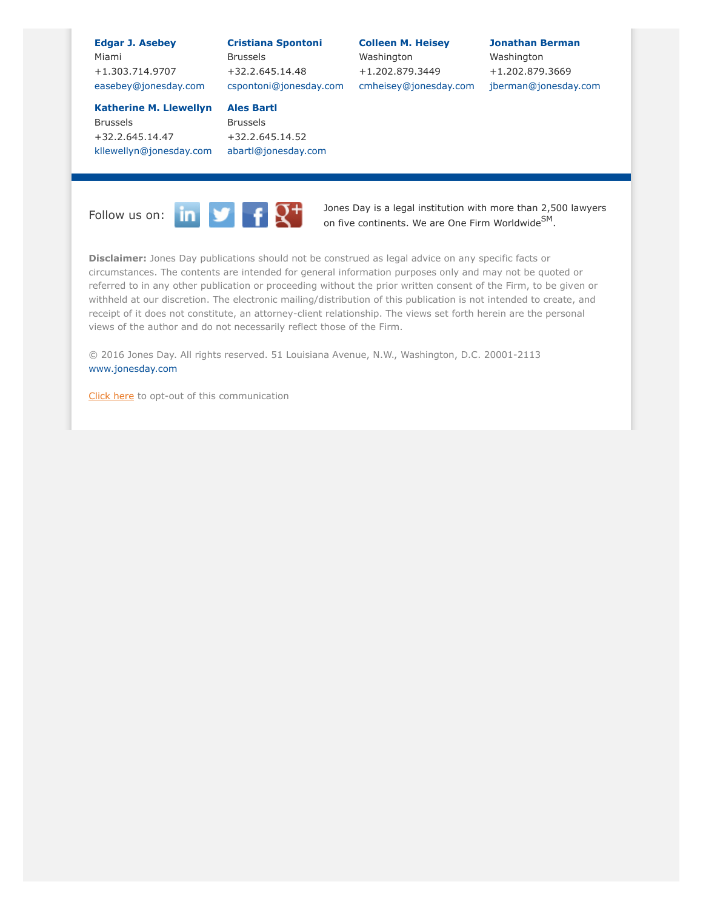**Edgar J. Asebey**
Miami
+1.303.714.9707
easebey@jonesday.com

**Cristiana Spontoni**
Brussels
+32.2.645.14.48
cspontoni@jonesday.com

**Colleen M. Heisey**
Washington
+1.202.879.3449
cmheisey@jonesday.com

**Jonathan Berman**
Washington
+1.202.879.3669
jberman@jonesday.com

**Katherine M. Llewellyn**
Brussels
+32.2.645.14.47
kllewellyn@jonesday.com

**Ales Bartl**
Brussels
+32.2.645.14.52
abartl@jonesday.com

Follow us on:

Jones Day is a legal institution with more than 2,500 lawyers on five continents. We are One Firm Worldwide℠.

**Disclaimer:** Jones Day publications should not be construed as legal advice on any specific facts or circumstances. The contents are intended for general information purposes only and may not be quoted or referred to in any other publication or proceeding without the prior written consent of the Firm, to be given or withheld at our discretion. The electronic mailing/distribution of this publication is not intended to create, and receipt of it does not constitute, an attorney-client relationship. The views set forth herein are the personal views of the author and do not necessarily reflect those of the Firm.

© 2016 Jones Day. All rights reserved. 51 Louisiana Avenue, N.W., Washington, D.C. 20001-2113
www.jonesday.com

Click here to opt-out of this communication